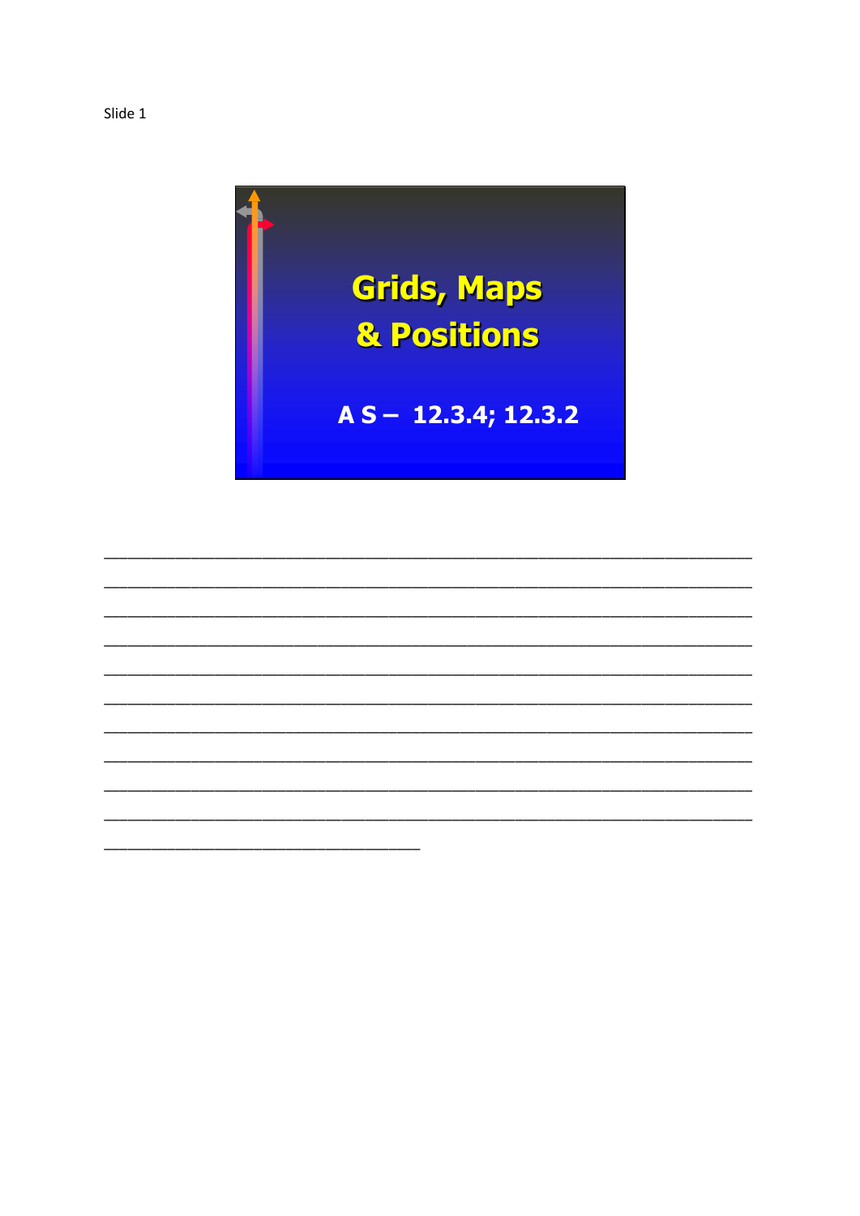Slide 1

# Grids, Maps & Positions

A S – 12.3.4; 12.3.2

_______________________________________________________________________________

_______________________________________________________________________________

_______________________________________________________________________________

_______________________________________________________________________________

_______________________________________________________________________________

_______________________________________________________________________________

_______________________________________________________________________________

_______________________________________________________________________________

_______________________________________________________________________________

_______________________________________________________________________________

_______________________________________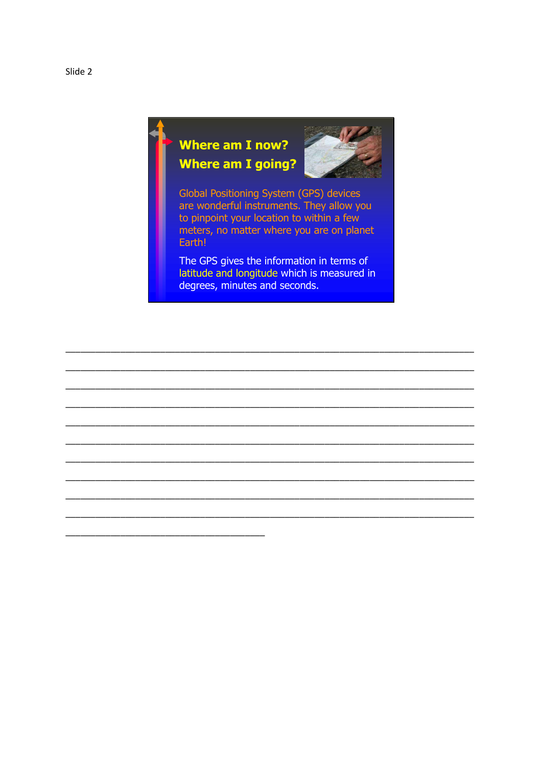Slide 2

**Where am I now?**

**Where am I going?**

Global Positioning System (GPS) devices are wonderful instruments. They allow you to pinpoint your location to within a few meters, no matter where you are on planet Earth!

The GPS gives the information in terms of latitude and longitude which is measured in degrees, minutes and seconds.

___________________________________________________________________________

___________________________________________________________________________

___________________________________________________________________________

___________________________________________________________________________

___________________________________________________________________________

___________________________________________________________________________

___________________________________________________________________________

___________________________________________________________________________

___________________________________________________________________________

___________________________________________________________________________

____________________________________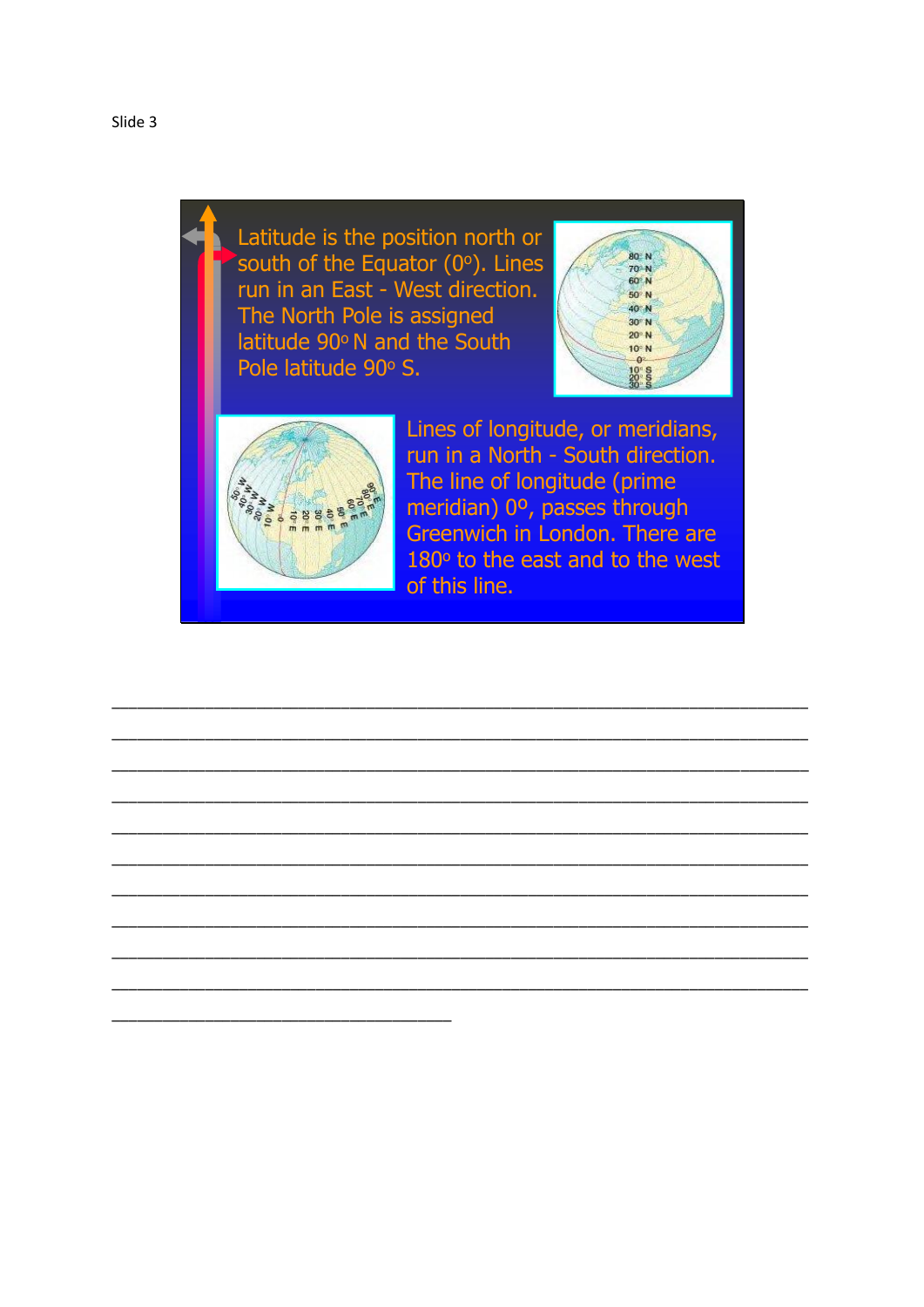Slide 3

Latitude is the position north or south of the Equator (0º). Lines run in an East - West direction. The North Pole is assigned latitude 90º N and the South Pole latitude 90º S.

Lines of longitude, or meridians, run in a North - South direction. The line of longitude (prime meridian) 0º, passes through Greenwich in London. There are 180º to the east and to the west of this line.

\_\_\_\_\_\_\_\_\_\_\_\_\_\_\_\_\_\_\_\_\_\_\_\_\_\_\_\_\_\_\_\_\_\_\_\_\_\_\_\_\_\_\_\_\_\_\_\_\_\_\_\_\_\_\_\_\_\_\_\_\_\_\_\_\_\_\_\_\_\_\_\_\_\_\_\_\_\_\_\_

\_\_\_\_\_\_\_\_\_\_\_\_\_\_\_\_\_\_\_\_\_\_\_\_\_\_\_\_\_\_\_\_\_\_\_\_\_\_\_\_\_\_\_\_\_\_\_\_\_\_\_\_\_\_\_\_\_\_\_\_\_\_\_\_\_\_\_\_\_\_\_\_\_\_\_\_\_\_\_\_

\_\_\_\_\_\_\_\_\_\_\_\_\_\_\_\_\_\_\_\_\_\_\_\_\_\_\_\_\_\_\_\_\_\_\_\_\_\_\_\_\_\_\_\_\_\_\_\_\_\_\_\_\_\_\_\_\_\_\_\_\_\_\_\_\_\_\_\_\_\_\_\_\_\_\_\_\_\_\_\_

\_\_\_\_\_\_\_\_\_\_\_\_\_\_\_\_\_\_\_\_\_\_\_\_\_\_\_\_\_\_\_\_\_\_\_\_\_\_\_\_\_\_\_\_\_\_\_\_\_\_\_\_\_\_\_\_\_\_\_\_\_\_\_\_\_\_\_\_\_\_\_\_\_\_\_\_\_\_\_\_

\_\_\_\_\_\_\_\_\_\_\_\_\_\_\_\_\_\_\_\_\_\_\_\_\_\_\_\_\_\_\_\_\_\_\_\_\_\_\_\_\_\_\_\_\_\_\_\_\_\_\_\_\_\_\_\_\_\_\_\_\_\_\_\_\_\_\_\_\_\_\_\_\_\_\_\_\_\_\_\_

\_\_\_\_\_\_\_\_\_\_\_\_\_\_\_\_\_\_\_\_\_\_\_\_\_\_\_\_\_\_\_\_\_\_\_\_\_\_\_\_\_\_\_\_\_\_\_\_\_\_\_\_\_\_\_\_\_\_\_\_\_\_\_\_\_\_\_\_\_\_\_\_\_\_\_\_\_\_\_\_

\_\_\_\_\_\_\_\_\_\_\_\_\_\_\_\_\_\_\_\_\_\_\_\_\_\_\_\_\_\_\_\_\_\_\_\_\_\_\_\_\_\_\_\_\_\_\_\_\_\_\_\_\_\_\_\_\_\_\_\_\_\_\_\_\_\_\_\_\_\_\_\_\_\_\_\_\_\_\_\_

\_\_\_\_\_\_\_\_\_\_\_\_\_\_\_\_\_\_\_\_\_\_\_\_\_\_\_\_\_\_\_\_\_\_\_\_\_\_\_\_\_\_\_\_\_\_\_\_\_\_\_\_\_\_\_\_\_\_\_\_\_\_\_\_\_\_\_\_\_\_\_\_\_\_\_\_\_\_\_\_

\_\_\_\_\_\_\_\_\_\_\_\_\_\_\_\_\_\_\_\_\_\_\_\_\_\_\_\_\_\_\_\_\_\_\_\_\_\_\_\_\_\_\_\_\_\_\_\_\_\_\_\_\_\_\_\_\_\_\_\_\_\_\_\_\_\_\_\_\_\_\_\_\_\_\_\_\_\_\_\_

\_\_\_\_\_\_\_\_\_\_\_\_\_\_\_\_\_\_\_\_\_\_\_\_\_\_\_\_\_\_\_\_\_\_\_\_\_\_\_\_\_\_\_\_\_\_\_\_\_\_\_\_\_\_\_\_\_\_\_\_\_\_\_\_\_\_\_\_\_\_\_\_\_\_\_\_\_\_\_\_

\_\_\_\_\_\_\_\_\_\_\_\_\_\_\_\_\_\_\_\_\_\_\_\_\_\_\_\_\_\_\_\_\_\_\_\_\_\_\_\_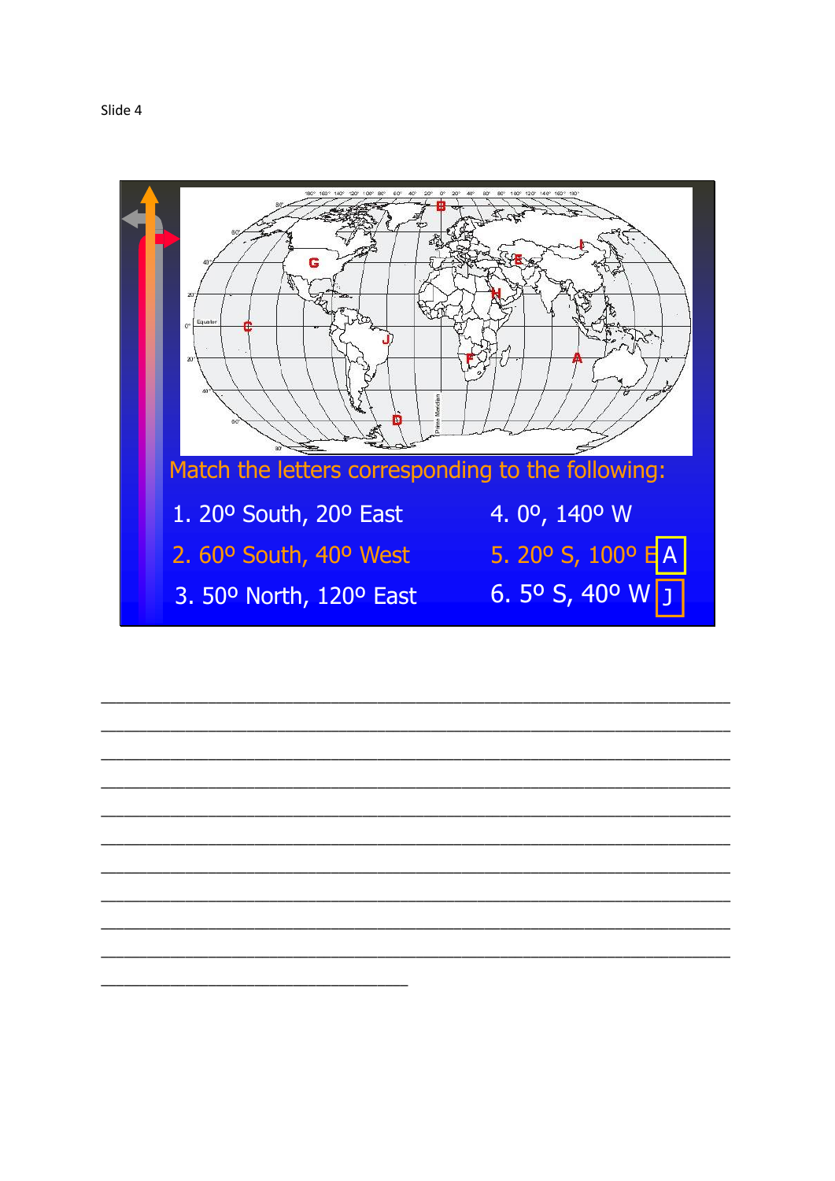Slide 4

Match the letters corresponding to the following:

1. 20º South, 20º East
2. 60º South, 40º West
3. 50º North, 120º East
4. 0º, 140º W
5. 20º S, 100º E A
6. 5º S, 40º W J

___________________________________________________________________________

___________________________________________________________________________

___________________________________________________________________________

___________________________________________________________________________

___________________________________________________________________________

___________________________________________________________________________

___________________________________________________________________________

___________________________________________________________________________

___________________________________________________________________________

___________________________________________________________________________

___________________________________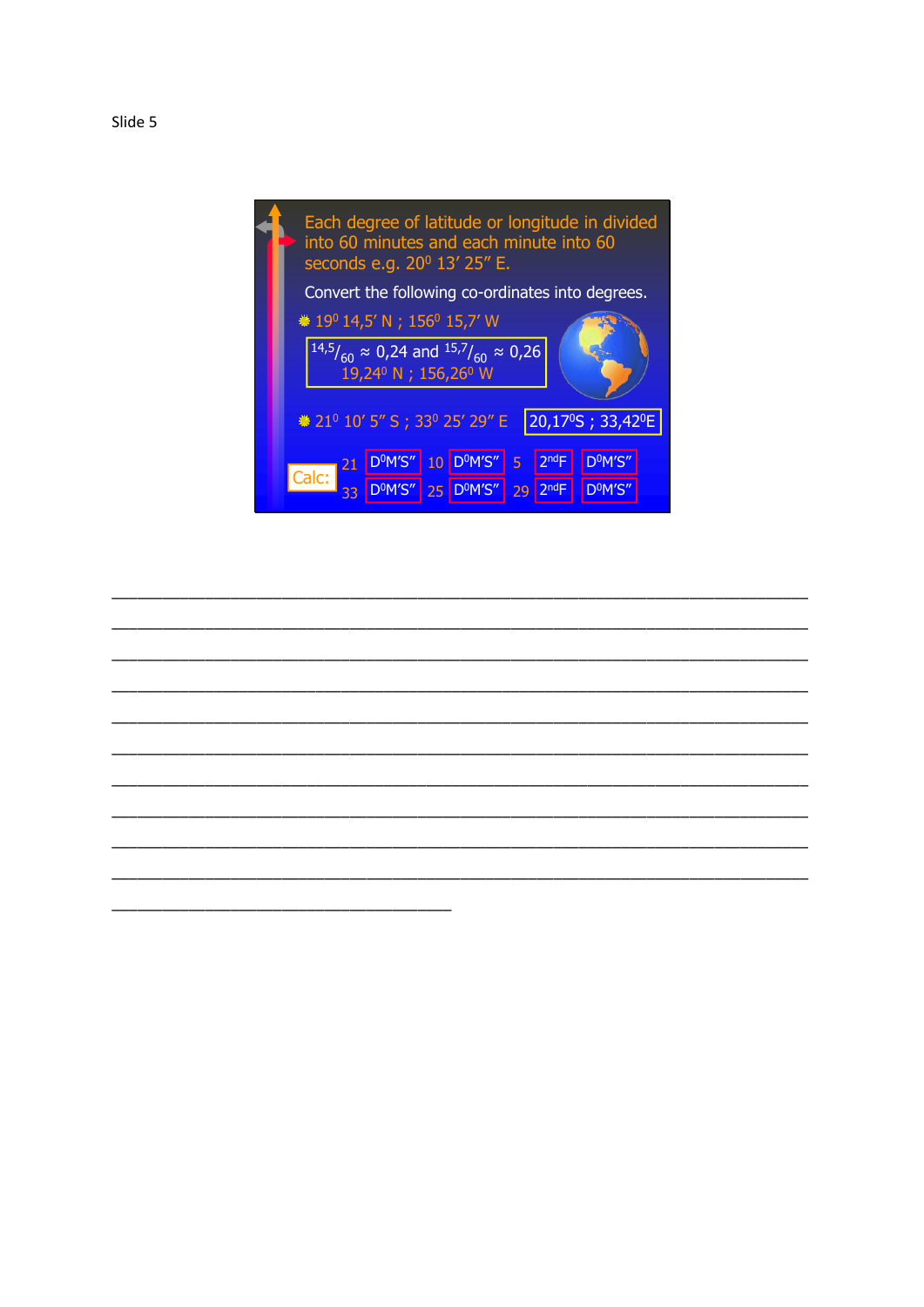Slide 5

Each degree of latitude or longitude in divided into 60 minutes and each minute into 60 seconds e.g. $20^0$ 13' 25" E.

Convert the following co-ordinates into degrees.

- $19^0$ 14,5' N ; $156^0$ 15,7' W

$^{14,5}/_{60} \approx 0,24$ and $^{15,7}/_{60} \approx 0,26$
$19,24^0$ N ; $156,26^0$ W

- $21^0$ 10' 5" S ; $33^0$ 25' 29" E

$20,17^0$S ; $33,42^0$E

Calc:

21 $D^0M'S''$ 10 $D^0M'S''$ 5 $2^{nd}F$ $D^0M'S''$

33 $D^0M'S''$ 25 $D^0M'S''$ 29 $2^{nd}F$ $D^0M'S''$

___________________________________________________________________________

___________________________________________________________________________

___________________________________________________________________________

___________________________________________________________________________

___________________________________________________________________________

___________________________________________________________________________

___________________________________________________________________________

___________________________________________________________________________

___________________________________________________________________________

___________________________________________________________________________

____________________________________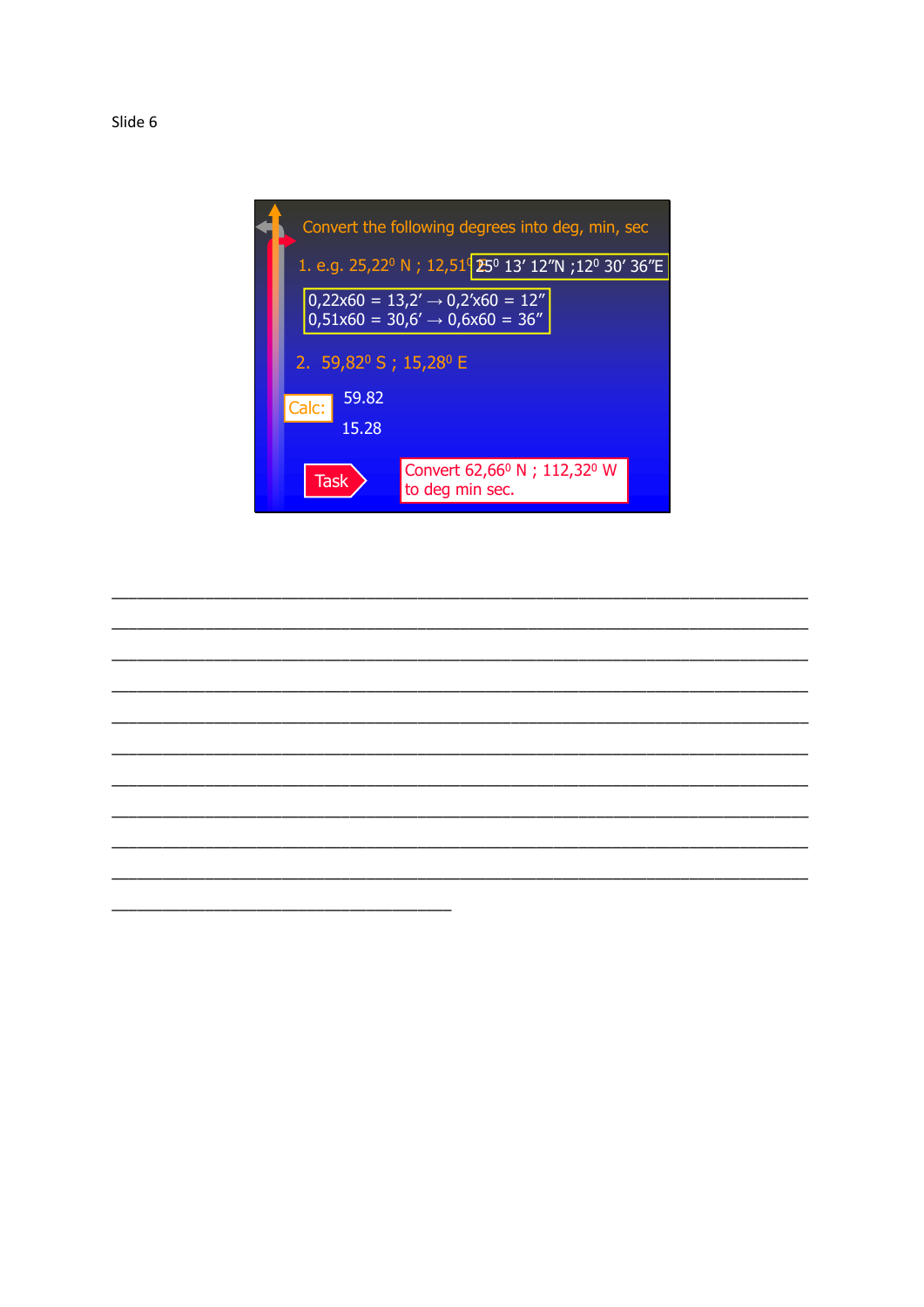Slide 6

Convert the following degrees into deg, min, sec

1. e.g. $25{,}22^0$ N ; $12{,}51^0$ E — $25^0$ 13′ 12″N ; $12^0$ 30′ 36″E

$0{,}22 \times 60 = 13{,}2' \rightarrow 0{,}2' \times 60 = 12''$
$0{,}51 \times 60 = 30{,}6' \rightarrow 0{,}6 \times 60 = 36''$

2. $59{,}82^0$ S ; $15{,}28^0$ E

Calc:

59.82

15.28

Task

Convert $62{,}66^0$ N ; $112{,}32^0$ W to deg min sec.

_______________________________________________________________________________

_______________________________________________________________________________

_______________________________________________________________________________

_______________________________________________________________________________

_______________________________________________________________________________

_______________________________________________________________________________

_______________________________________________________________________________

_______________________________________________________________________________

_______________________________________________________________________________

_______________________________________________________________________________

_______________________________________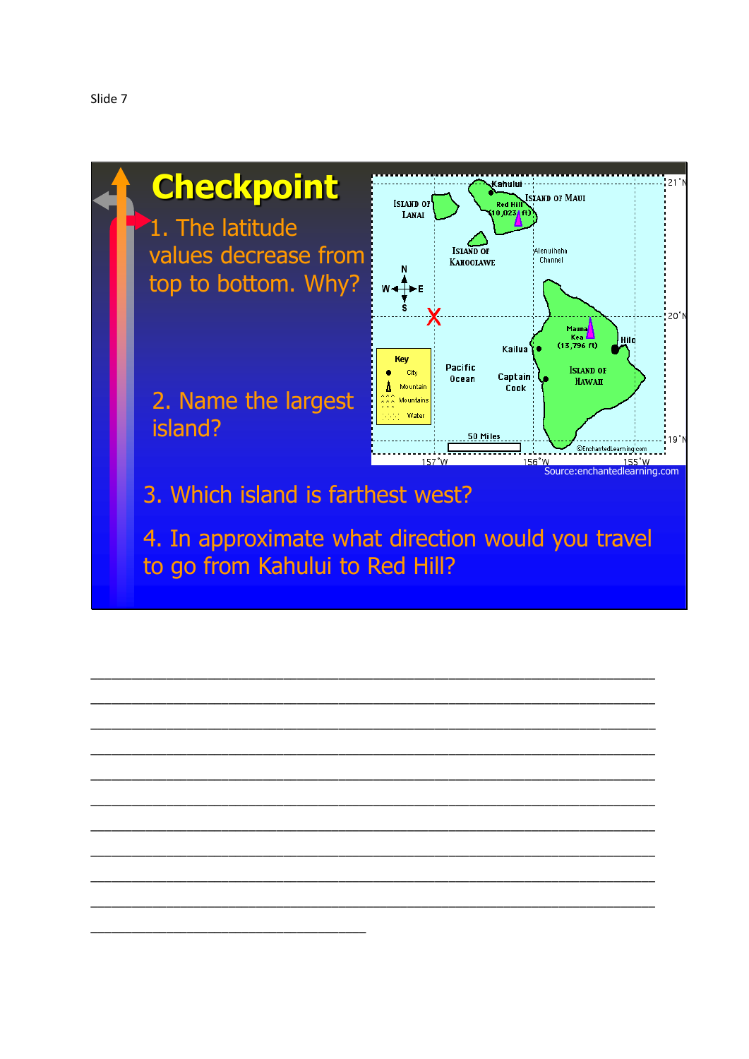Slide 7

# Checkpoint

1. The latitude values decrease from top to bottom. Why?

2. Name the largest island?

3. Which island is farthest west?

4. In approximate what direction would you travel to go from Kahului to Red Hill?

Source:enchantedlearning.com

______________________________________________________________________

______________________________________________________________________

______________________________________________________________________

______________________________________________________________________

______________________________________________________________________

______________________________________________________________________

______________________________________________________________________

______________________________________________________________________

______________________________________________________________________

______________________________________________________________________

___________________________________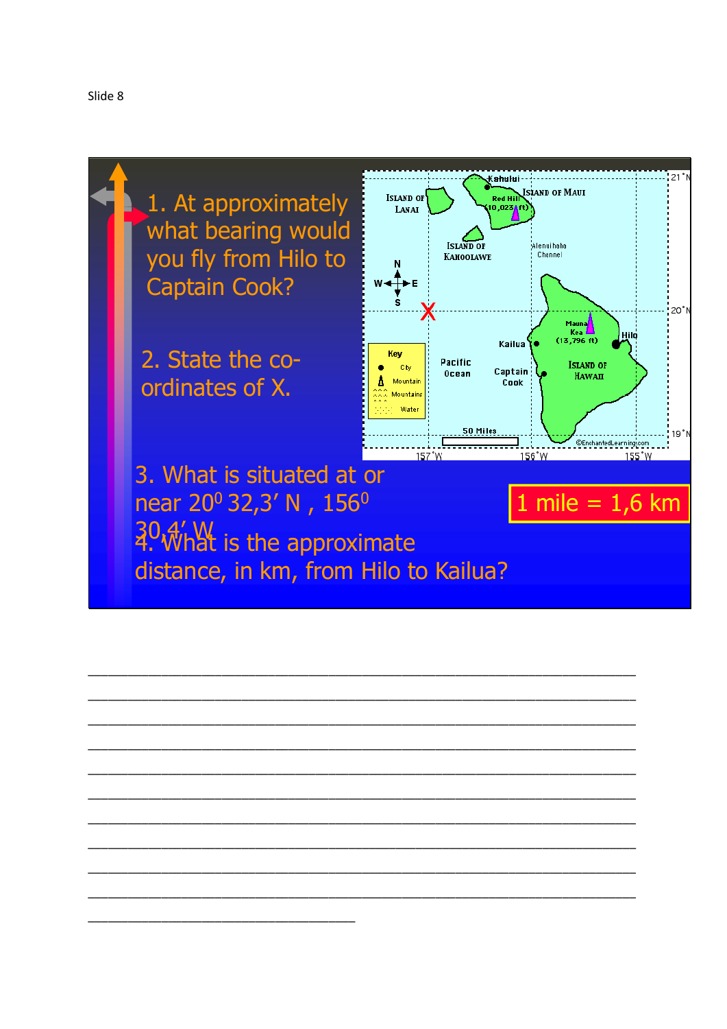Slide 8

1. At approximately what bearing would you fly from Hilo to Captain Cook?

2. State the co-ordinates of X.

3. What is situated at or near $20^0$ 32,3′ N , $156^0$ 30,4′ W

4. What is the approximate distance, in km, from Hilo to Kailua?

1 mile = 1,6 km

ISLAND OF LANAI | Kahului | ISLAND OF MAUI | Red Hill (10,023 ft) | ISLAND OF KAHOOLAWE | Alenuihaha Channel | N W E S | X | Mauna Kea (13,796 ft) | Hilo | Kailua | Pacific Ocean | Captain Cook | ISLAND OF HAWAII | 50 Miles | Key: City, Mountain, Mountains, Water | 21˚N | 20˚N | 19˚N | 157˚W | 156˚W | 155˚W | ©EnchantedLearning.com

___________________________________________________________________

___________________________________________________________________

___________________________________________________________________

___________________________________________________________________

___________________________________________________________________

___________________________________________________________________

___________________________________________________________________

___________________________________________________________________

___________________________________________________________________

___________________________________________________________________

_______________________________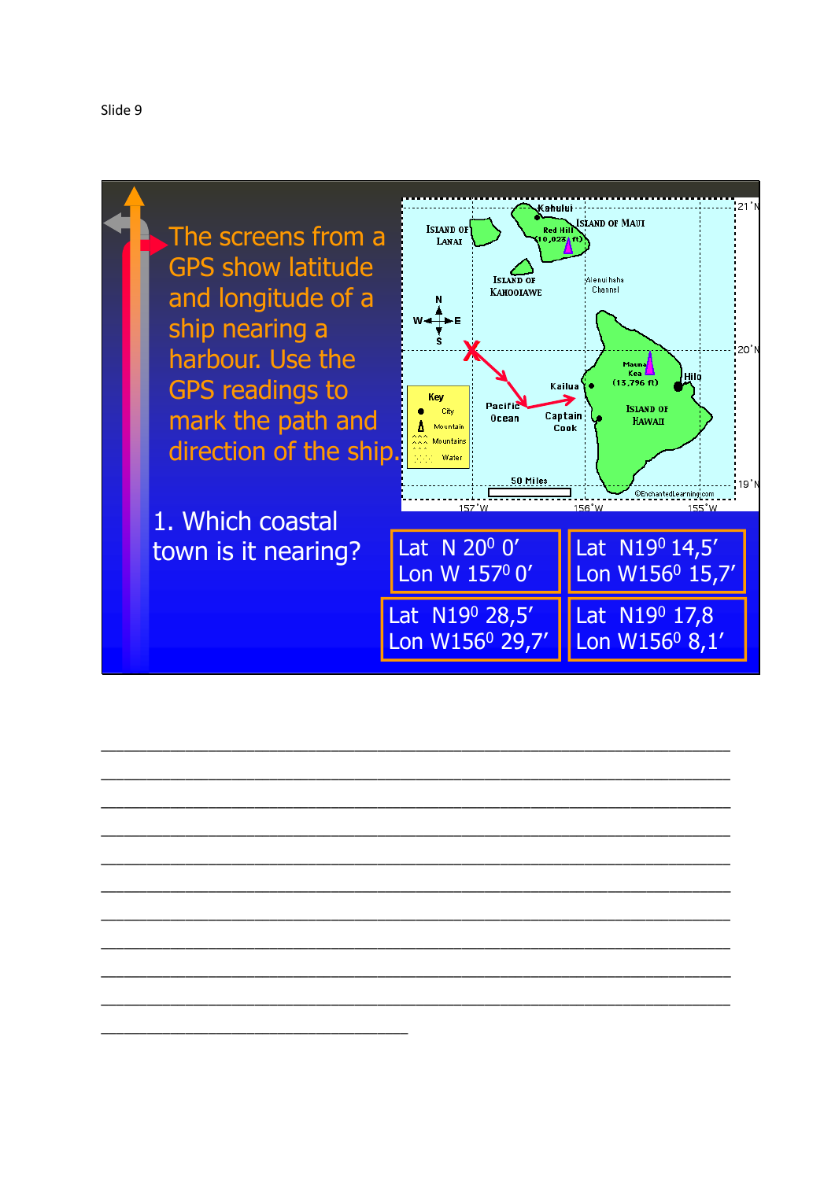Slide 9

The screens from a GPS show latitude and longitude of a ship nearing a harbour. Use the GPS readings to mark the path and direction of the ship.

1. Which coastal town is it nearing?

| | |
|---|---|
| Lat N $20^0$ 0′<br>Lon W $157^0$ 0′ | Lat N$19^0$ 14,5′<br>Lon W$156^0$ 15,7′ |
| Lat N$19^0$ 28,5′<br>Lon W$156^0$ 29,7′ | Lat N$19^0$ 17,8<br>Lon W$156^0$ 8,1′ |

________________________________________________________________________________

________________________________________________________________________________

________________________________________________________________________________

________________________________________________________________________________

________________________________________________________________________________

________________________________________________________________________________

________________________________________________________________________________

________________________________________________________________________________

________________________________________________________________________________

________________________________________________________________________________

______________________________________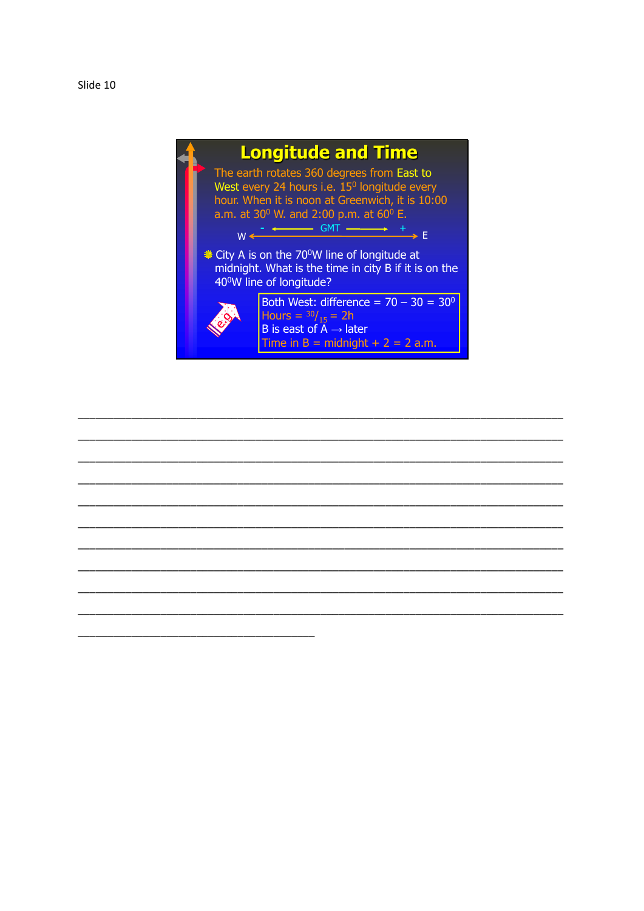Slide 10

# Longitude and Time

The earth rotates 360 degrees from East to West every 24 hours i.e. $15^0$ longitude every hour. When it is noon at Greenwich, it is 10:00 a.m. at $30^0$ W. and 2:00 p.m. at $60^0$ E.

W ← - ←—— GMT ——→ + → E

- City A is on the $70^0$W line of longitude at midnight. What is the time in city B if it is on the $40^0$W line of longitude?

e.g.

Both West: difference = 70 – 30 = $30^0$
Hours = $^{30}/_{15}$ = 2h
B is east of A → later
Time in B = midnight + 2 = 2 a.m.

______________________________________________________________________________

______________________________________________________________________________

______________________________________________________________________________

______________________________________________________________________________

______________________________________________________________________________

______________________________________________________________________________

______________________________________________________________________________

______________________________________________________________________________

______________________________________________________________________________

______________________________________________________________________________

_____________________________________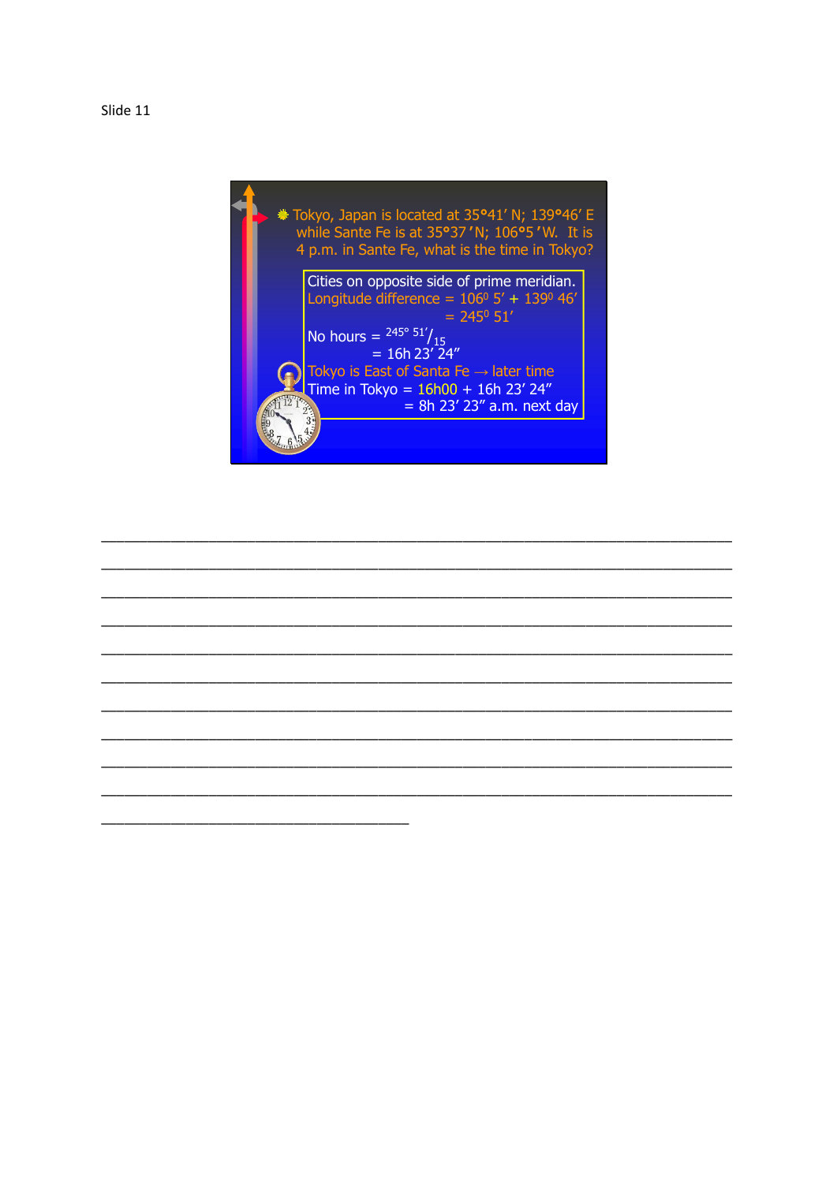Slide 11

- Tokyo, Japan is located at 35°41′ N; 139°46′ E while Sante Fe is at 35°37′N; 106°5′W. It is 4 p.m. in Sante Fe, what is the time in Tokyo?

Cities on opposite side of prime meridian.

Longitude difference = $106^0\ 5'$ + $139^0\ 46'$

= $245^0\ 51'$

No hours = $^{245°\ 51'}/_{15}$

= 16h 23′ 24″

Tokyo is East of Santa Fe → later time

Time in Tokyo = 16h00 + 16h 23′ 24″

= 8h 23′ 23″ a.m. next day

______________________________________________________________________________

______________________________________________________________________________

______________________________________________________________________________

______________________________________________________________________________

______________________________________________________________________________

______________________________________________________________________________

______________________________________________________________________________

______________________________________________________________________________

______________________________________________________________________________

______________________________________________________________________________

____________________________________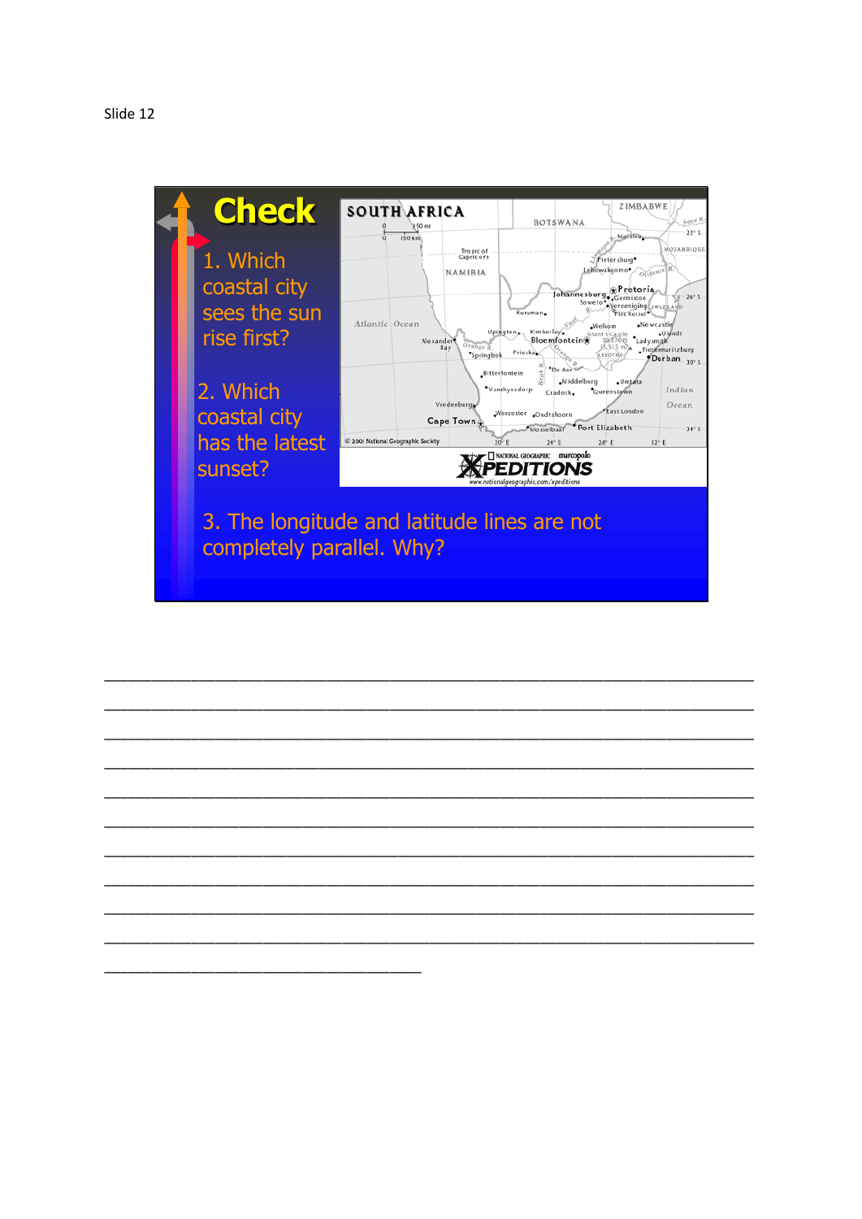Slide 12

**Check**

1. Which coastal city sees the sun rise first?

2. Which coastal city has the latest sunset?

3. The longitude and latitude lines are not completely parallel. Why?

_______________________________________________________________________________

_______________________________________________________________________________

_______________________________________________________________________________

_______________________________________________________________________________

_______________________________________________________________________________

_______________________________________________________________________________

_______________________________________________________________________________

_______________________________________________________________________________

_______________________________________________________________________________

_______________________________________________________________________________

_______________________________________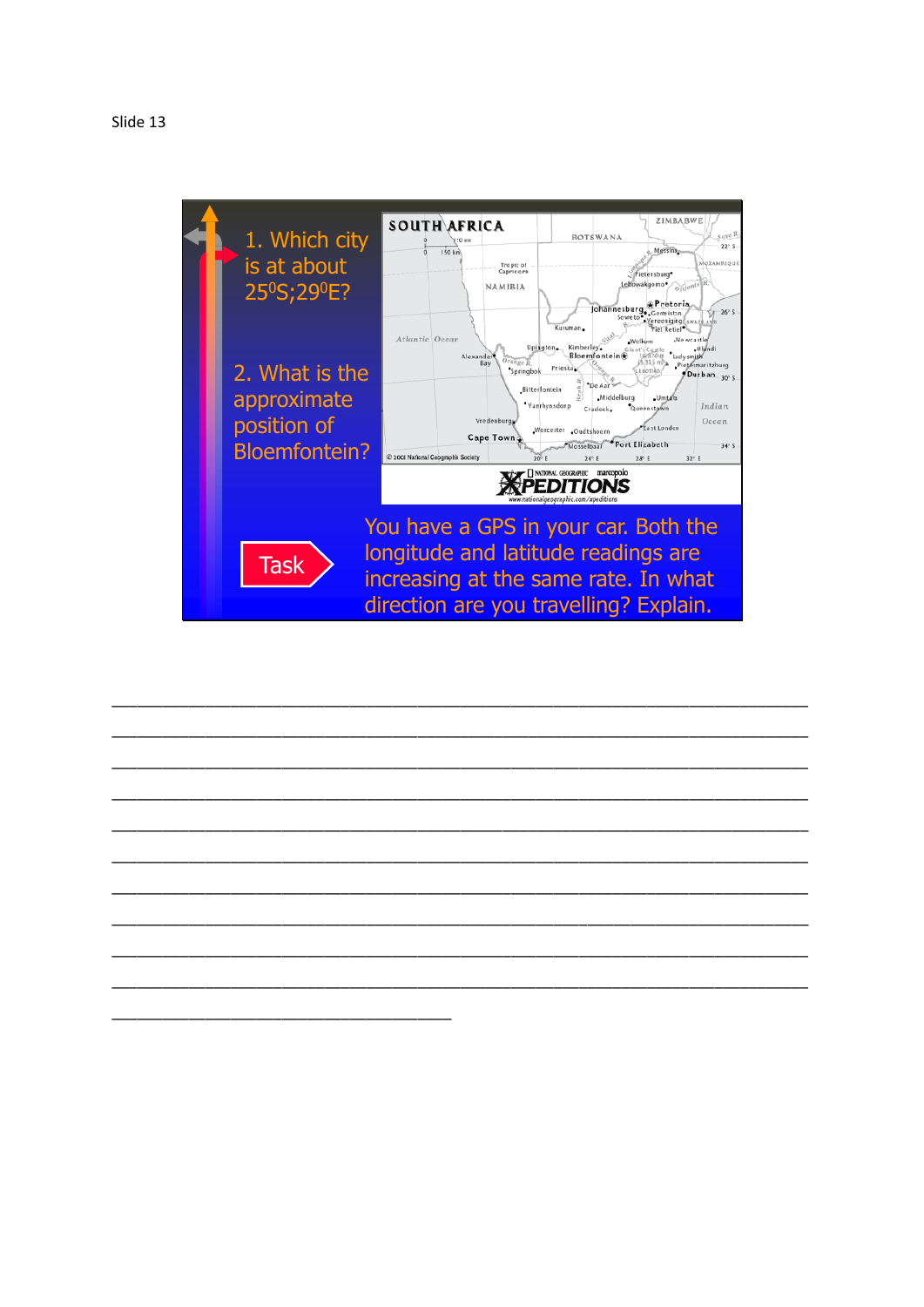Slide 13

1. Which city is at about $25^0S;29^0E$?

2. What is the approximate position of Bloemfontein?

Task

You have a GPS in your car. Both the longitude and latitude readings are increasing at the same rate. In what direction are you travelling? Explain.

SOUTH AFRICA

ZIMBABWE

BOTSWANA

NAMIBIA

Tropic of Capricorn

MOZAMBIQUE

Messina

Pietersburg

Lebowakgomo

Pretoria

Johannesburg

Germiston

Soweto

Vereeniging

Piet Retief

SWAZILAND

Kuruman

Atlantic Ocean

Upington

Kimberley

Bloemfontein

Welkom

Newcastle

Ulundi

Ladysmith

Pietermaritzburg

Durban

Alexander Bay

Springbok

Prieska

LESOTHO

De Aar

Bitterfontein

Vanrhynsdorp

Middelburg

Umtata

Cradock

Queenstown

Indian Ocean

Vredenburg

Cape Town

Worcester

Oudtshoorn

East London

Mosselbaai

Port Elizabeth

22° S

26° S

30° S

34° S

20° E

24° E

28° E

32° E

© 2001 National Geographic Society

NATIONAL GEOGRAPHIC marcopolo XPEDITIONS

www.nationalgeographic.com/xpeditions

______________________________________________________________________________

______________________________________________________________________________

______________________________________________________________________________

______________________________________________________________________________

______________________________________________________________________________

______________________________________________________________________________

______________________________________________________________________________

______________________________________________________________________________

______________________________________________________________________________

______________________________________________________________________________

____________________________________